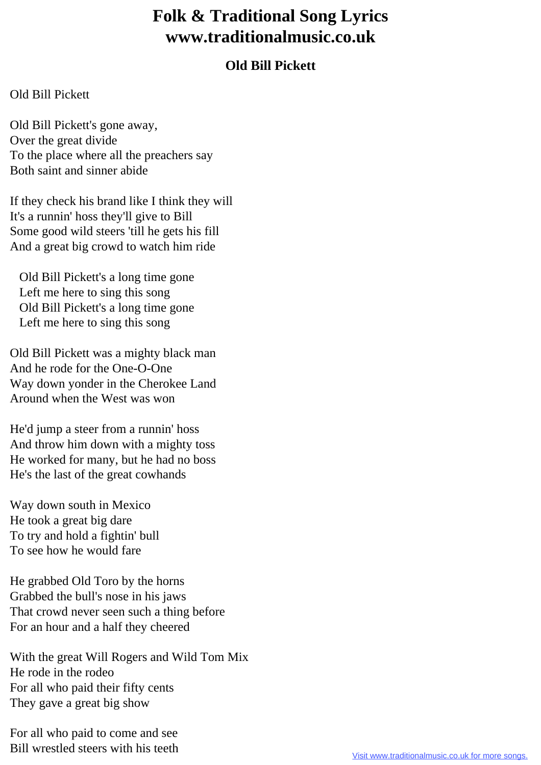# Folk & Traditional Song Lyrics
# www.traditionalmusic.co.uk

## Old Bill Pickett

Old Bill Pickett

Old Bill Pickett's gone away,
Over the great divide
To the place where all the preachers say
Both saint and sinner abide

If they check his brand like I think they will
It's a runnin' hoss they'll give to Bill
Some good wild steers 'till he gets his fill
And a great big crowd to watch him ride

  Old Bill Pickett's a long time gone
  Left me here to sing this song
  Old Bill Pickett's a long time gone
  Left me here to sing this song

Old Bill Pickett was a mighty black man
And he rode for the One-O-One
Way down yonder in the Cherokee Land
Around when the West was won

He'd jump a steer from a runnin' hoss
And throw him down with a mighty toss
He worked for many, but he had no boss
He's the last of the great cowhands

Way down south in Mexico
He took a great big dare
To try and hold a fightin' bull
To see how he would fare

He grabbed Old Toro by the horns
Grabbed the bull's nose in his jaws
That crowd never seen such a thing before
For an hour and a half they cheered

With the great Will Rogers and Wild Tom Mix
He rode in the rodeo
For all who paid their fifty cents
They gave a great big show

For all who paid to come and see
Bill wrestled steers with his teeth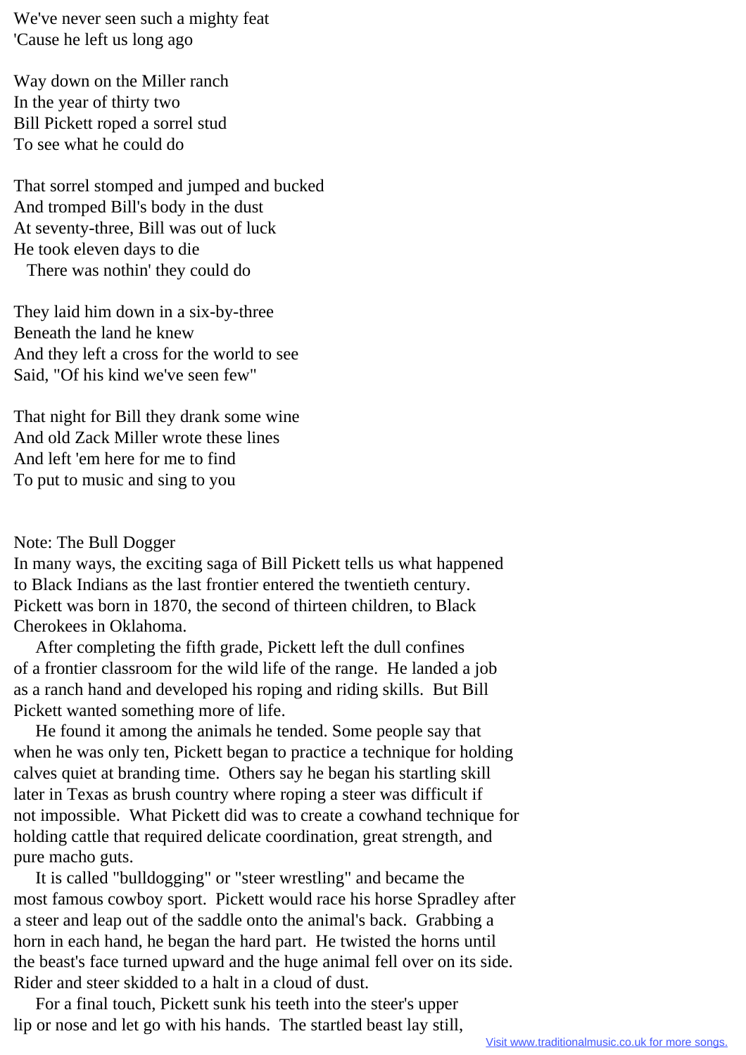We've never seen such a mighty feat
'Cause he left us long ago

Way down on the Miller ranch
In the year of thirty two
Bill Pickett roped a sorrel stud
To see what he could do

That sorrel stomped and jumped and bucked
And tromped Bill's body in the dust
At seventy-three, Bill was out of luck
He took eleven days to die
  There was nothin' they could do

They laid him down in a six-by-three
Beneath the land he knew
And they left a cross for the world to see
Said, "Of his kind we've seen few"

That night for Bill they drank some wine
And old Zack Miller wrote these lines
And left 'em here for me to find
To put to music and sing to you

Note: The Bull Dogger
In many ways, the exciting saga of Bill Pickett tells us what happened to Black Indians as the last frontier entered the twentieth century. Pickett was born in 1870, the second of thirteen children, to Black Cherokees in Oklahoma.

After completing the fifth grade, Pickett left the dull confines of a frontier classroom for the wild life of the range. He landed a job as a ranch hand and developed his roping and riding skills. But Bill Pickett wanted something more of life.

He found it among the animals he tended. Some people say that when he was only ten, Pickett began to practice a technique for holding calves quiet at branding time. Others say he began his startling skill later in Texas as brush country where roping a steer was difficult if not impossible. What Pickett did was to create a cowhand technique for holding cattle that required delicate coordination, great strength, and pure macho guts.

It is called "bulldogging" or "steer wrestling" and became the most famous cowboy sport. Pickett would race his horse Spradley after a steer and leap out of the saddle onto the animal's back. Grabbing a horn in each hand, he began the hard part. He twisted the horns until the beast's face turned upward and the huge animal fell over on its side. Rider and steer skidded to a halt in a cloud of dust.

For a final touch, Pickett sunk his teeth into the steer's upper lip or nose and let go with his hands. The startled beast lay still,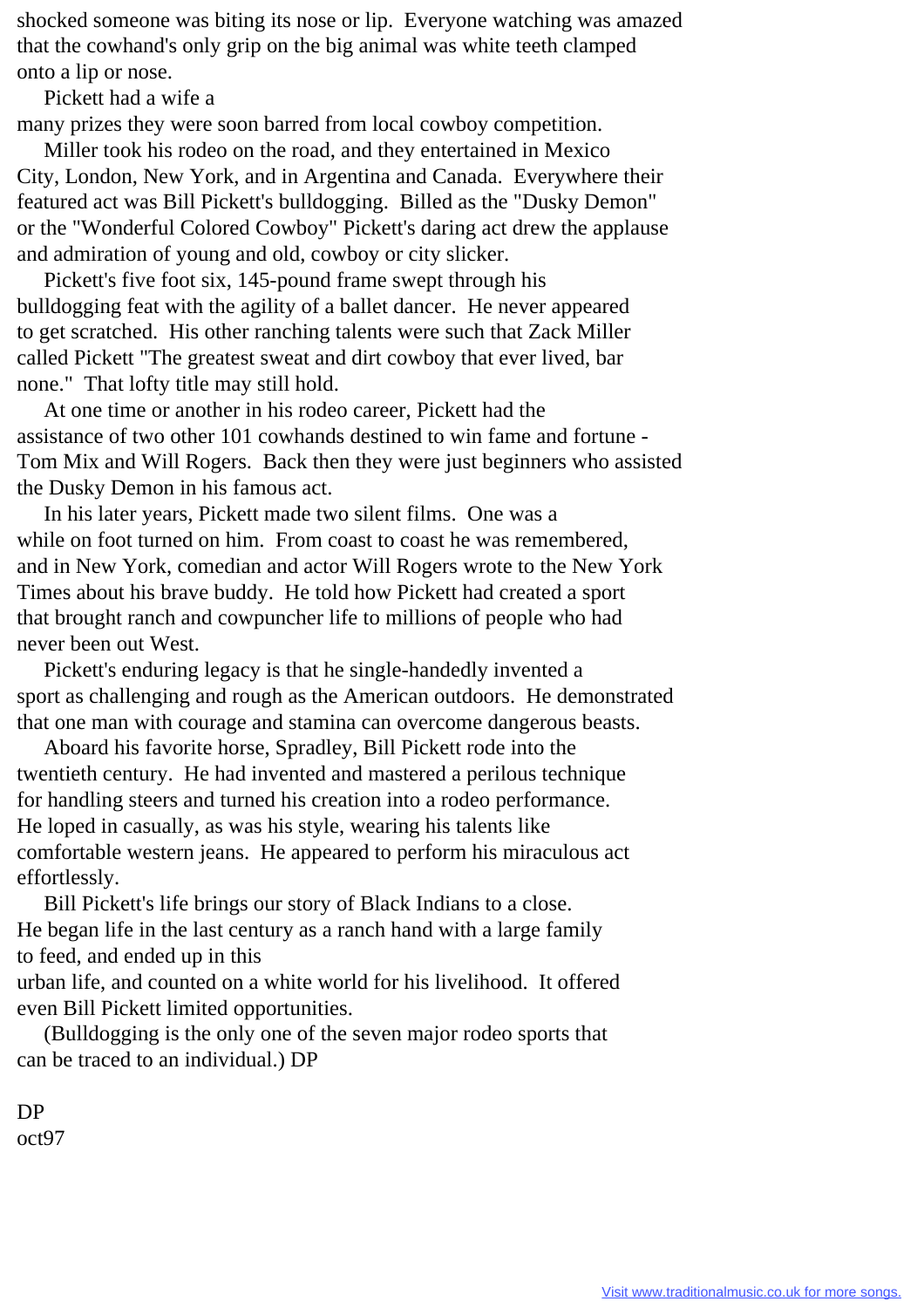shocked someone was biting its nose or lip. Everyone watching was amazed that the cowhand's only grip on the big animal was white teeth clamped onto a lip or nose.

Pickett had a wife a
many prizes they were soon barred from local cowboy competition.

Miller took his rodeo on the road, and they entertained in Mexico City, London, New York, and in Argentina and Canada. Everywhere their featured act was Bill Pickett's bulldogging. Billed as the "Dusky Demon" or the "Wonderful Colored Cowboy" Pickett's daring act drew the applause and admiration of young and old, cowboy or city slicker.

Pickett's five foot six, 145-pound frame swept through his bulldogging feat with the agility of a ballet dancer. He never appeared to get scratched. His other ranching talents were such that Zack Miller called Pickett "The greatest sweat and dirt cowboy that ever lived, bar none." That lofty title may still hold.

At one time or another in his rodeo career, Pickett had the assistance of two other 101 cowhands destined to win fame and fortune - Tom Mix and Will Rogers. Back then they were just beginners who assisted the Dusky Demon in his famous act.

In his later years, Pickett made two silent films. One was a
while on foot turned on him. From coast to coast he was remembered, and in New York, comedian and actor Will Rogers wrote to the New York Times about his brave buddy. He told how Pickett had created a sport that brought ranch and cowpuncher life to millions of people who had never been out West.

Pickett's enduring legacy is that he single-handedly invented a sport as challenging and rough as the American outdoors. He demonstrated that one man with courage and stamina can overcome dangerous beasts.

Aboard his favorite horse, Spradley, Bill Pickett rode into the twentieth century. He had invented and mastered a perilous technique for handling steers and turned his creation into a rodeo performance. He loped in casually, as was his style, wearing his talents like comfortable western jeans. He appeared to perform his miraculous act effortlessly.

Bill Pickett's life brings our story of Black Indians to a close. He began life in the last century as a ranch hand with a large family to feed, and ended up in this
urban life, and counted on a white world for his livelihood. It offered even Bill Pickett limited opportunities.

(Bulldogging is the only one of the seven major rodeo sports that can be traced to an individual.) DP

DP
oct97